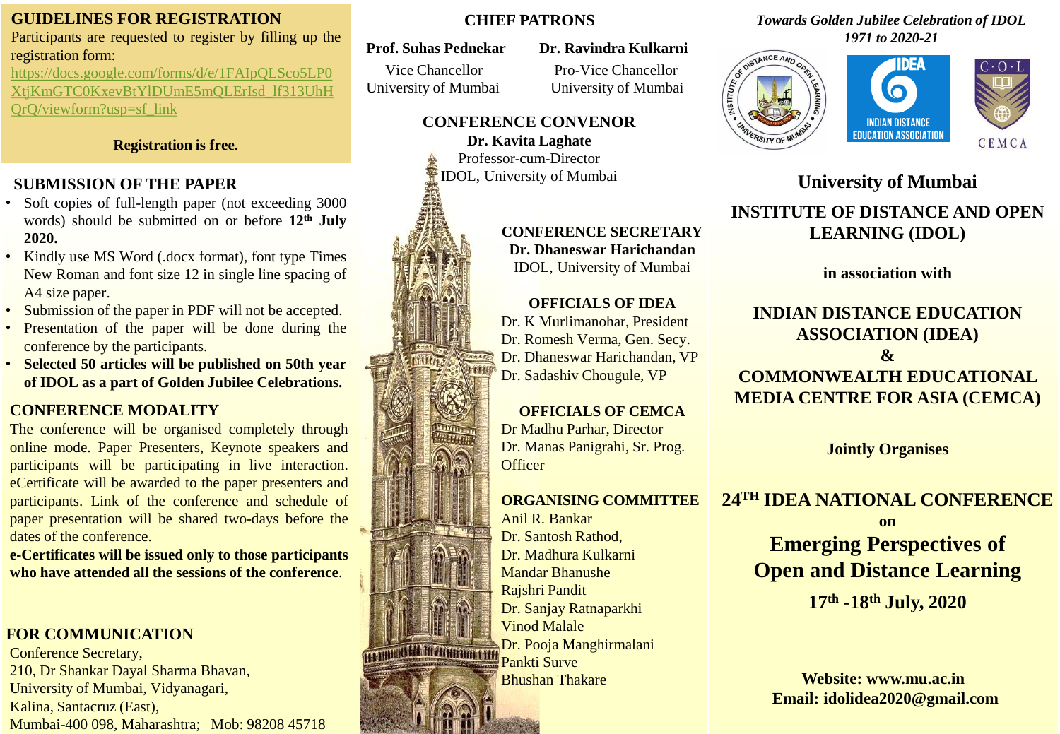## GUIDELINES FOR REGISTRATION

Participants are requested to register by filling up the registration form:

https://docs.google.com/forms/d/e/1FAIpQLSco5LP0XtjKmGTC0KxevBtYlDUmE5mQLErIsd_lf313UhHQrQ/viewform?usp=sf_link

**Registration is free.**

## SUBMISSION OF THE PAPER

- Soft copies of full-length paper (not exceeding 3000 words) should be submitted on or before **12th July 2020.**
- Kindly use MS Word (.docx format), font type Times New Roman and font size 12 in single line spacing of A4 size paper.
- Submission of the paper in PDF will not be accepted.
- Presentation of the paper will be done during the conference by the participants.
- **Selected 50 articles will be published on 50th year of IDOL as a part of Golden Jubilee Celebrations.**

## CONFERENCE MODALITY

The conference will be organised completely through online mode. Paper Presenters, Keynote speakers and participants will be participating in live interaction. eCertificate will be awarded to the paper presenters and participants. Link of the conference and schedule of paper presentation will be shared two-days before the dates of the conference.

**e-Certificates will be issued only to those participants who have attended all the sessions of the conference**.

## FOR COMMUNICATION

Conference Secretary,
210, Dr Shankar Dayal Sharma Bhavan,
University of Mumbai, Vidyanagari,
Kalina, Santacruz (East),
Mumbai-400 098, Maharashtra; Mob: 98208 45718

## CHIEF PATRONS

**Prof. Suhas Pednekar**
Vice Chancellor
University of Mumbai

**Dr. Ravindra Kulkarni**
Pro-Vice Chancellor
University of Mumbai

## CONFERENCE CONVENOR

**Dr. Kavita Laghate**
Professor-cum-Director
IDOL, University of Mumbai

## CONFERENCE SECRETARY

**Dr. Dhaneswar Harichandan**
IDOL, University of Mumbai

## OFFICIALS OF IDEA

Dr. K Murlimanohar, President
Dr. Romesh Verma, Gen. Secy.
Dr. Dhaneswar Harichandan, VP
Dr. Sadashiv Chougule, VP

## OFFICIALS OF CEMCA

Dr Madhu Parhar, Director
Dr. Manas Panigrahi, Sr. Prog. Officer

## ORGANISING COMMITTEE

Anil R. Bankar
Dr. Santosh Rathod,
Dr. Madhura Kulkarni
Mandar Bhanushe
Rajshri Pandit
Dr. Sanjay Ratnaparkhi
Vinod Malale
Dr. Pooja Manghirmalani
Pankti Surve
Bhushan Thakare

*Towards Golden Jubilee Celebration of IDOL 1971 to 2020-21*

# University of Mumbai

## INSTITUTE OF DISTANCE AND OPEN LEARNING (IDOL)

**in association with**

## INDIAN DISTANCE EDUCATION ASSOCIATION (IDEA) & COMMONWEALTH EDUCATIONAL MEDIA CENTRE FOR ASIA (CEMCA)

**Jointly Organises**

## 24TH IDEA NATIONAL CONFERENCE

**on**

# Emerging Perspectives of Open and Distance Learning

**17th -18th July, 2020**

**Website: www.mu.ac.in**
**Email: idolidea2020@gmail.com**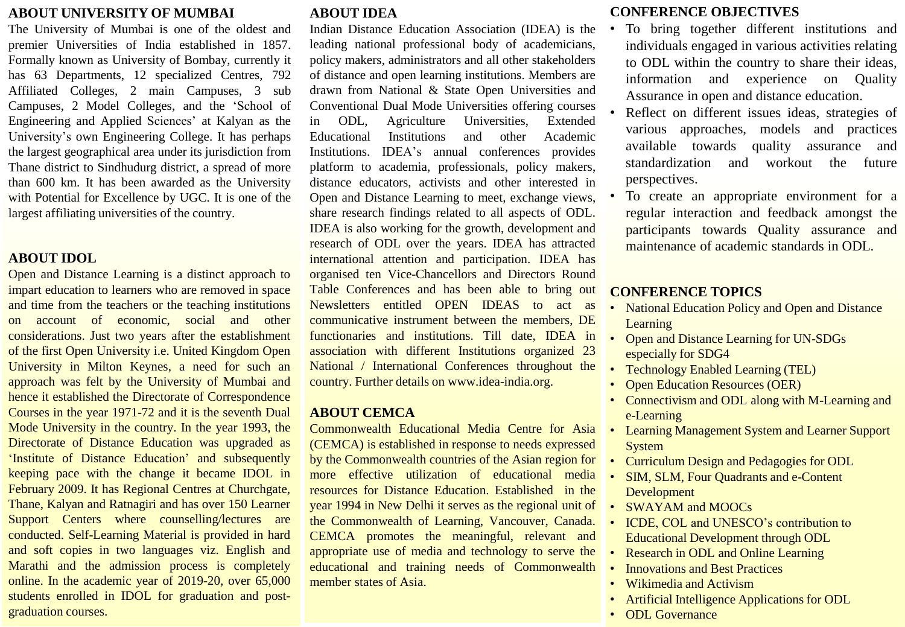## ABOUT UNIVERSITY OF MUMBAI

The University of Mumbai is one of the oldest and premier Universities of India established in 1857. Formally known as University of Bombay, currently it has 63 Departments, 12 specialized Centres, 792 Affiliated Colleges, 2 main Campuses, 3 sub Campuses, 2 Model Colleges, and the 'School of Engineering and Applied Sciences' at Kalyan as the University's own Engineering College. It has perhaps the largest geographical area under its jurisdiction from Thane district to Sindhudurg district, a spread of more than 600 km. It has been awarded as the University with Potential for Excellence by UGC. It is one of the largest affiliating universities of the country.

## ABOUT IDOL

Open and Distance Learning is a distinct approach to impart education to learners who are removed in space and time from the teachers or the teaching institutions on account of economic, social and other considerations. Just two years after the establishment of the first Open University i.e. United Kingdom Open University in Milton Keynes, a need for such an approach was felt by the University of Mumbai and hence it established the Directorate of Correspondence Courses in the year 1971-72 and it is the seventh Dual Mode University in the country. In the year 1993, the Directorate of Distance Education was upgraded as 'Institute of Distance Education' and subsequently keeping pace with the change it became IDOL in February 2009. It has Regional Centres at Churchgate, Thane, Kalyan and Ratnagiri and has over 150 Learner Support Centers where counselling/lectures are conducted. Self-Learning Material is provided in hard and soft copies in two languages viz. English and Marathi and the admission process is completely online. In the academic year of 2019-20, over 65,000 students enrolled in IDOL for graduation and post-graduation courses.

## ABOUT IDEA

Indian Distance Education Association (IDEA) is the leading national professional body of academicians, policy makers, administrators and all other stakeholders of distance and open learning institutions. Members are drawn from National & State Open Universities and Conventional Dual Mode Universities offering courses in ODL, Agriculture Universities, Extended Educational Institutions and other Academic Institutions. IDEA's annual conferences provides platform to academia, professionals, policy makers, distance educators, activists and other interested in Open and Distance Learning to meet, exchange views, share research findings related to all aspects of ODL. IDEA is also working for the growth, development and research of ODL over the years. IDEA has attracted international attention and participation. IDEA has organised ten Vice-Chancellors and Directors Round Table Conferences and has been able to bring out Newsletters entitled OPEN IDEAS to act as communicative instrument between the members, DE functionaries and institutions. Till date, IDEA in association with different Institutions organized 23 National / International Conferences throughout the country. Further details on www.idea-india.org.

## ABOUT CEMCA

Commonwealth Educational Media Centre for Asia (CEMCA) is established in response to needs expressed by the Commonwealth countries of the Asian region for more effective utilization of educational media resources for Distance Education. Established in the year 1994 in New Delhi it serves as the regional unit of the Commonwealth of Learning, Vancouver, Canada. CEMCA promotes the meaningful, relevant and appropriate use of media and technology to serve the educational and training needs of Commonwealth member states of Asia.

## CONFERENCE OBJECTIVES

- To bring together different institutions and individuals engaged in various activities relating to ODL within the country to share their ideas, information and experience on Quality Assurance in open and distance education.
- Reflect on different issues ideas, strategies of various approaches, models and practices available towards quality assurance and standardization and workout the future perspectives.
- To create an appropriate environment for a regular interaction and feedback amongst the participants towards Quality assurance and maintenance of academic standards in ODL.

## CONFERENCE TOPICS

- National Education Policy and Open and Distance Learning
- Open and Distance Learning for UN-SDGs especially for SDG4
- Technology Enabled Learning (TEL)
- Open Education Resources (OER)
- Connectivism and ODL along with M-Learning and e-Learning
- Learning Management System and Learner Support System
- Curriculum Design and Pedagogies for ODL
- SIM, SLM, Four Quadrants and e-Content Development
- SWAYAM and MOOCs
- ICDE, COL and UNESCO's contribution to Educational Development through ODL
- Research in ODL and Online Learning
- Innovations and Best Practices
- Wikimedia and Activism
- Artificial Intelligence Applications for ODL
- ODL Governance